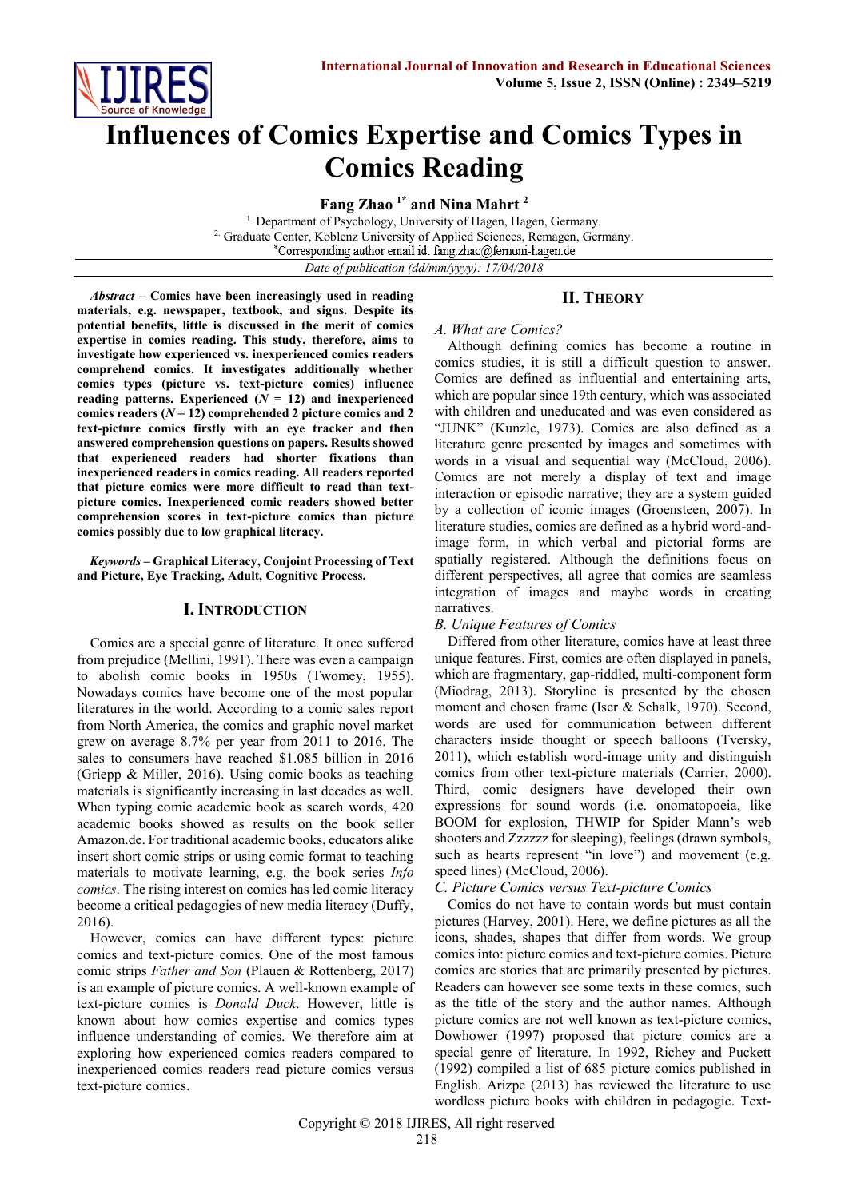# Influences of Comics Expertise and Comics Types in Comics Reading

**Fang Zhao [1*] and Nina Mahrt [2]**

[1] Department of Psychology, University of Hagen, Hagen, Germany.
[2] Graduate Center, Koblenz University of Applied Sciences, Remagen, Germany.
*Corresponding author email id: fang.zhao@fernuni-hagen.de

*Date of publication (dd/mm/yyyy): 17/04/2018*

***Abstract* – Comics have been increasingly used in reading materials, e.g. newspaper, textbook, and signs. Despite its potential benefits, little is discussed in the merit of comics expertise in comics reading. This study, therefore, aims to investigate how experienced vs. inexperienced comics readers comprehend comics. It investigates additionally whether comics types (picture vs. text-picture comics) influence reading patterns. Experienced ($N = 12$) and inexperienced comics readers ($N = 12$) comprehended 2 picture comics and 2 text-picture comics firstly with an eye tracker and then answered comprehension questions on papers. Results showed that experienced readers had shorter fixations than inexperienced readers in comics reading. All readers reported that picture comics were more difficult to read than text-picture comics. Inexperienced comic readers showed better comprehension scores in text-picture comics than picture comics possibly due to low graphical literacy.**

***Keywords* – Graphical Literacy, Conjoint Processing of Text and Picture, Eye Tracking, Adult, Cognitive Process.**

## I. Introduction

Comics are a special genre of literature. It once suffered from prejudice (Mellini, 1991). There was even a campaign to abolish comic books in 1950s (Twomey, 1955). Nowadays comics have become one of the most popular literatures in the world. According to a comic sales report from North America, the comics and graphic novel market grew on average 8.7% per year from 2011 to 2016. The sales to consumers have reached $1.085 billion in 2016 (Griepp & Miller, 2016). Using comic books as teaching materials is significantly increasing in last decades as well. When typing comic academic book as search words, 420 academic books showed as results on the book seller Amazon.de. For traditional academic books, educators alike insert short comic strips or using comic format to teaching materials to motivate learning, e.g. the book series *Info comics*. The rising interest on comics has led comic literacy become a critical pedagogies of new media literacy (Duffy, 2016).

However, comics can have different types: picture comics and text-picture comics. One of the most famous comic strips *Father and Son* (Plauen & Rottenberg, 2017) is an example of picture comics. A well-known example of text-picture comics is *Donald Duck*. However, little is known about how comics expertise and comics types influence understanding of comics. We therefore aim at exploring how experienced comics readers compared to inexperienced comics readers read picture comics versus text-picture comics.

## II. Theory

### *A. What are Comics?*

Although defining comics has become a routine in comics studies, it is still a difficult question to answer. Comics are defined as influential and entertaining arts, which are popular since 19th century, which was associated with children and uneducated and was even considered as "JUNK" (Kunzle, 1973). Comics are also defined as a literature genre presented by images and sometimes with words in a visual and sequential way (McCloud, 2006). Comics are not merely a display of text and image interaction or episodic narrative; they are a system guided by a collection of iconic images (Groensteen, 2007). In literature studies, comics are defined as a hybrid word-and-image form, in which verbal and pictorial forms are spatially registered. Although the definitions focus on different perspectives, all agree that comics are seamless integration of images and maybe words in creating narratives.

### *B. Unique Features of Comics*

Differed from other literature, comics have at least three unique features. First, comics are often displayed in panels, which are fragmentary, gap-riddled, multi-component form (Miodrag, 2013). Storyline is presented by the chosen moment and chosen frame (Iser & Schalk, 1970). Second, words are used for communication between different characters inside thought or speech balloons (Tversky, 2011), which establish word-image unity and distinguish comics from other text-picture materials (Carrier, 2000). Third, comic designers have developed their own expressions for sound words (i.e. onomatopoeia, like BOOM for explosion, THWIP for Spider Mann's web shooters and Zzzzzz for sleeping), feelings (drawn symbols, such as hearts represent "in love") and movement (e.g. speed lines) (McCloud, 2006).

### *C. Picture Comics versus Text-picture Comics*

Comics do not have to contain words but must contain pictures (Harvey, 2001). Here, we define pictures as all the icons, shades, shapes that differ from words. We group comics into: picture comics and text-picture comics. Picture comics are stories that are primarily presented by pictures. Readers can however see some texts in these comics, such as the title of the story and the author names. Although picture comics are not well known as text-picture comics, Dowhower (1997) proposed that picture comics are a special genre of literature. In 1992, Richey and Puckett (1992) compiled a list of 685 picture comics published in English. Arizpe (2013) has reviewed the literature to use wordless picture books with children in pedagogic. Text-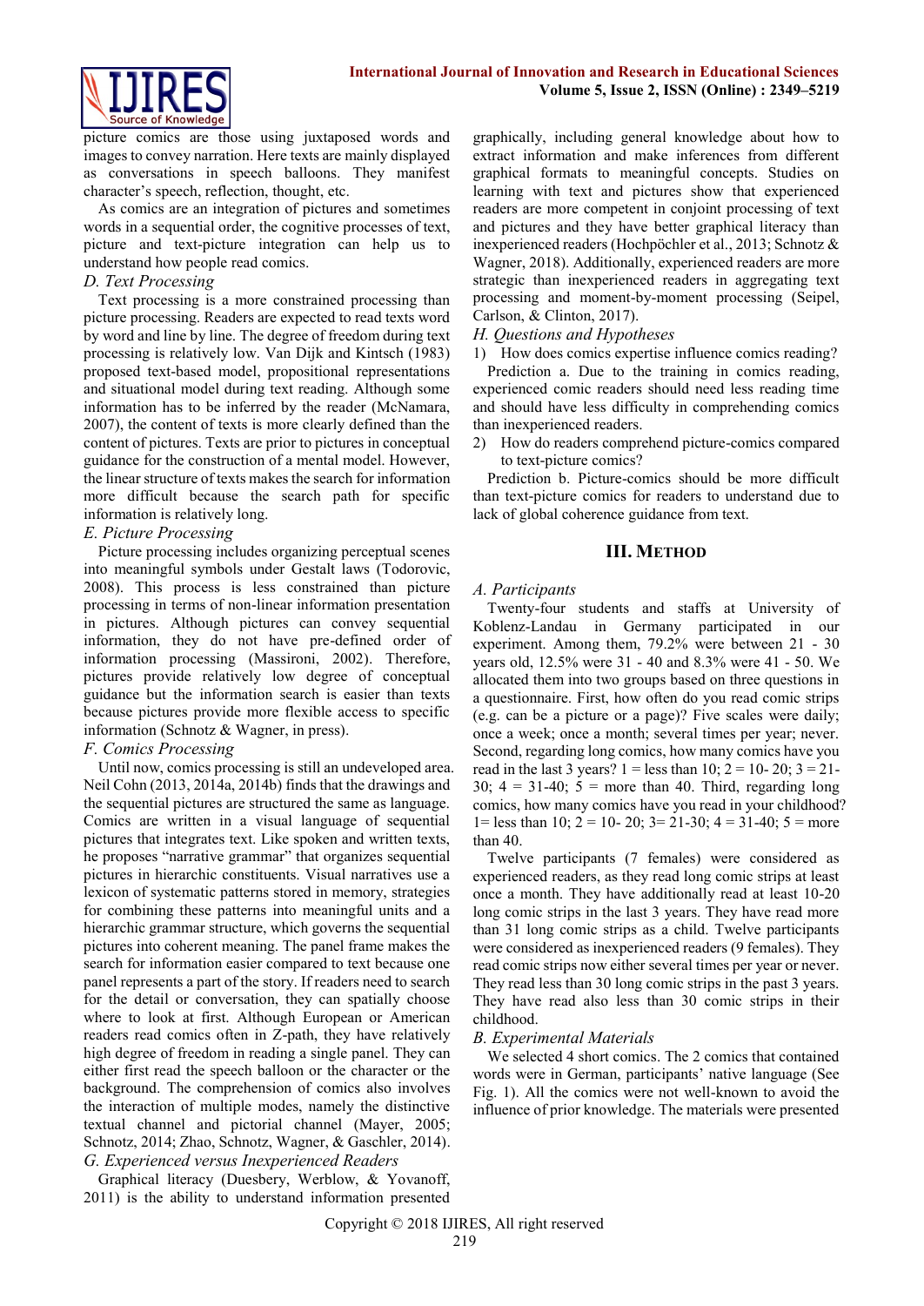picture comics are those using juxtaposed words and images to convey narration. Here texts are mainly displayed as conversations in speech balloons. They manifest character's speech, reflection, thought, etc.

As comics are an integration of pictures and sometimes words in a sequential order, the cognitive processes of text, picture and text-picture integration can help us to understand how people read comics.

### *D. Text Processing*

Text processing is a more constrained processing than picture processing. Readers are expected to read texts word by word and line by line. The degree of freedom during text processing is relatively low. Van Dijk and Kintsch (1983) proposed text-based model, propositional representations and situational model during text reading. Although some information has to be inferred by the reader (McNamara, 2007), the content of texts is more clearly defined than the content of pictures. Texts are prior to pictures in conceptual guidance for the construction of a mental model. However, the linear structure of texts makes the search for information more difficult because the search path for specific information is relatively long.

### *E. Picture Processing*

Picture processing includes organizing perceptual scenes into meaningful symbols under Gestalt laws (Todorovic, 2008). This process is less constrained than picture processing in terms of non-linear information presentation in pictures. Although pictures can convey sequential information, they do not have pre-defined order of information processing (Massironi, 2002). Therefore, pictures provide relatively low degree of conceptual guidance but the information search is easier than texts because pictures provide more flexible access to specific information (Schnotz & Wagner, in press).

### *F. Comics Processing*

Until now, comics processing is still an undeveloped area. Neil Cohn (2013, 2014a, 2014b) finds that the drawings and the sequential pictures are structured the same as language. Comics are written in a visual language of sequential pictures that integrates text. Like spoken and written texts, he proposes "narrative grammar" that organizes sequential pictures in hierarchic constituents. Visual narratives use a lexicon of systematic patterns stored in memory, strategies for combining these patterns into meaningful units and a hierarchic grammar structure, which governs the sequential pictures into coherent meaning. The panel frame makes the search for information easier compared to text because one panel represents a part of the story. If readers need to search for the detail or conversation, they can spatially choose where to look at first. Although European or American readers read comics often in Z-path, they have relatively high degree of freedom in reading a single panel. They can either first read the speech balloon or the character or the background. The comprehension of comics also involves the interaction of multiple modes, namely the distinctive textual channel and pictorial channel (Mayer, 2005; Schnotz, 2014; Zhao, Schnotz, Wagner, & Gaschler, 2014).

### *G. Experienced versus Inexperienced Readers*

Graphical literacy (Duesbery, Werblow, & Yovanoff, 2011) is the ability to understand information presented graphically, including general knowledge about how to extract information and make inferences from different graphical formats to meaningful concepts. Studies on learning with text and pictures show that experienced readers are more competent in conjoint processing of text and pictures and they have better graphical literacy than inexperienced readers (Hochpöchler et al., 2013; Schnotz & Wagner, 2018). Additionally, experienced readers are more strategic than inexperienced readers in aggregating text processing and moment-by-moment processing (Seipel, Carlson, & Clinton, 2017).

### *H. Questions and Hypotheses*

1) How does comics expertise influence comics reading?

Prediction a. Due to the training in comics reading, experienced comic readers should need less reading time and should have less difficulty in comprehending comics than inexperienced readers.

2) How do readers comprehend picture-comics compared to text-picture comics?

Prediction b. Picture-comics should be more difficult than text-picture comics for readers to understand due to lack of global coherence guidance from text.

## III. Method

### *A. Participants*

Twenty-four students and staffs at University of Koblenz-Landau in Germany participated in our experiment. Among them, 79.2% were between 21 - 30 years old, 12.5% were 31 - 40 and 8.3% were 41 - 50. We allocated them into two groups based on three questions in a questionnaire. First, how often do you read comic strips (e.g. can be a picture or a page)? Five scales were daily; once a week; once a month; several times per year; never. Second, regarding long comics, how many comics have you read in the last 3 years? 1 = less than 10; 2 = 10- 20; 3 = 21-30; 4 = 31-40; 5 = more than 40. Third, regarding long comics, how many comics have you read in your childhood? 1= less than 10; 2 = 10- 20; 3= 21-30; 4 = 31-40; 5 = more than 40.

Twelve participants (7 females) were considered as experienced readers, as they read long comic strips at least once a month. They have additionally read at least 10-20 long comic strips in the last 3 years. They have read more than 31 long comic strips as a child. Twelve participants were considered as inexperienced readers (9 females). They read comic strips now either several times per year or never. They read less than 30 long comic strips in the past 3 years. They have read also less than 30 comic strips in their childhood.

### *B. Experimental Materials*

We selected 4 short comics. The 2 comics that contained words were in German, participants' native language (See Fig. 1). All the comics were not well-known to avoid the influence of prior knowledge. The materials were presented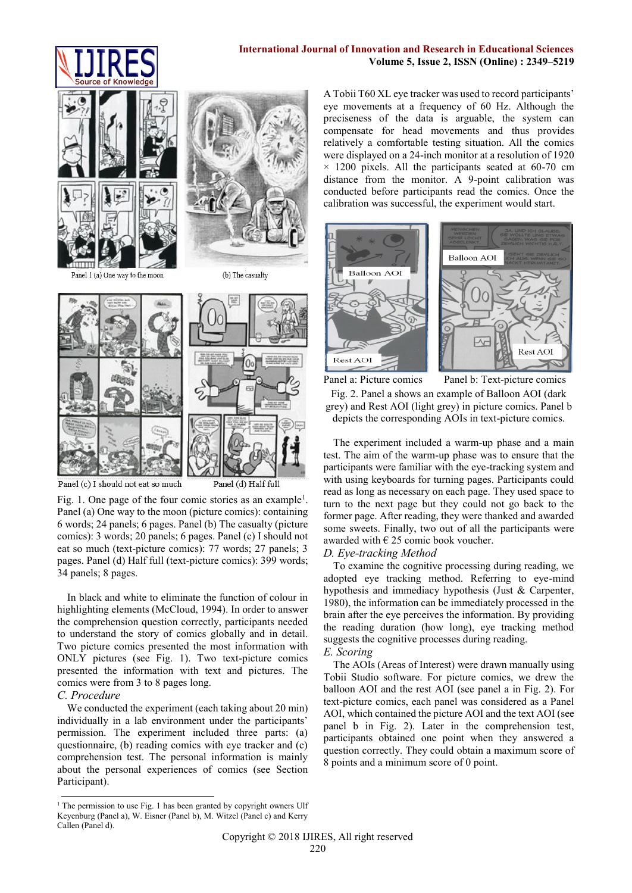Panel 1 (a) One way to the moon (b) The casualty

Panel (c) I should not eat so much Panel (d) Half full

Fig. 1. One page of the four comic stories as an example[1]. Panel (a) One way to the moon (picture comics): containing 6 words; 24 panels; 6 pages. Panel (b) The casualty (picture comics): 3 words; 20 panels; 6 pages. Panel (c) I should not eat so much (text-picture comics): 77 words; 27 panels; 3 pages. Panel (d) Half full (text-picture comics): 399 words; 34 panels; 8 pages.

In black and white to eliminate the function of colour in highlighting elements (McCloud, 1994). In order to answer the comprehension question correctly, participants needed to understand the story of comics globally and in detail. Two picture comics presented the most information with ONLY pictures (see Fig. 1). Two text-picture comics presented the information with text and pictures. The comics were from 3 to 8 pages long.

*C. Procedure*

We conducted the experiment (each taking about 20 min) individually in a lab environment under the participants' permission. The experiment included three parts: (a) questionnaire, (b) reading comics with eye tracker and (c) comprehension test. The personal information is mainly about the personal experiences of comics (see Section Participant).

A Tobii T60 XL eye tracker was used to record participants' eye movements at a frequency of 60 Hz. Although the preciseness of the data is arguable, the system can compensate for head movements and thus provides relatively a comfortable testing situation. All the comics were displayed on a 24-inch monitor at a resolution of 1920 × 1200 pixels. All the participants seated at 60-70 cm distance from the monitor. A 9-point calibration was conducted before participants read the comics. Once the calibration was successful, the experiment would start.

Panel a: Picture comics Panel b: Text-picture comics

Fig. 2. Panel a shows an example of Balloon AOI (dark grey) and Rest AOI (light grey) in picture comics. Panel b depicts the corresponding AOIs in text-picture comics.

The experiment included a warm-up phase and a main test. The aim of the warm-up phase was to ensure that the participants were familiar with the eye-tracking system and with using keyboards for turning pages. Participants could read as long as necessary on each page. They used space to turn to the next page but they could not go back to the former page. After reading, they were thanked and awarded some sweets. Finally, two out of all the participants were awarded with € 25 comic book voucher.

*D. Eye-tracking Method*

To examine the cognitive processing during reading, we adopted eye tracking method. Referring to eye-mind hypothesis and immediacy hypothesis (Just & Carpenter, 1980), the information can be immediately processed in the brain after the eye perceives the information. By providing the reading duration (how long), eye tracking method suggests the cognitive processes during reading.

*E. Scoring*

The AOIs (Areas of Interest) were drawn manually using Tobii Studio software. For picture comics, we drew the balloon AOI and the rest AOI (see panel a in Fig. 2). For text-picture comics, each panel was considered as a Panel AOI, which contained the picture AOI and the text AOI (see panel b in Fig. 2). Later in the comprehension test, participants obtained one point when they answered a question correctly. They could obtain a maximum score of 8 points and a minimum score of 0 point.

[1] The permission to use Fig. 1 has been granted by copyright owners Ulf Keyenburg (Panel a), W. Eisner (Panel b), M. Witzel (Panel c) and Kerry Callen (Panel d).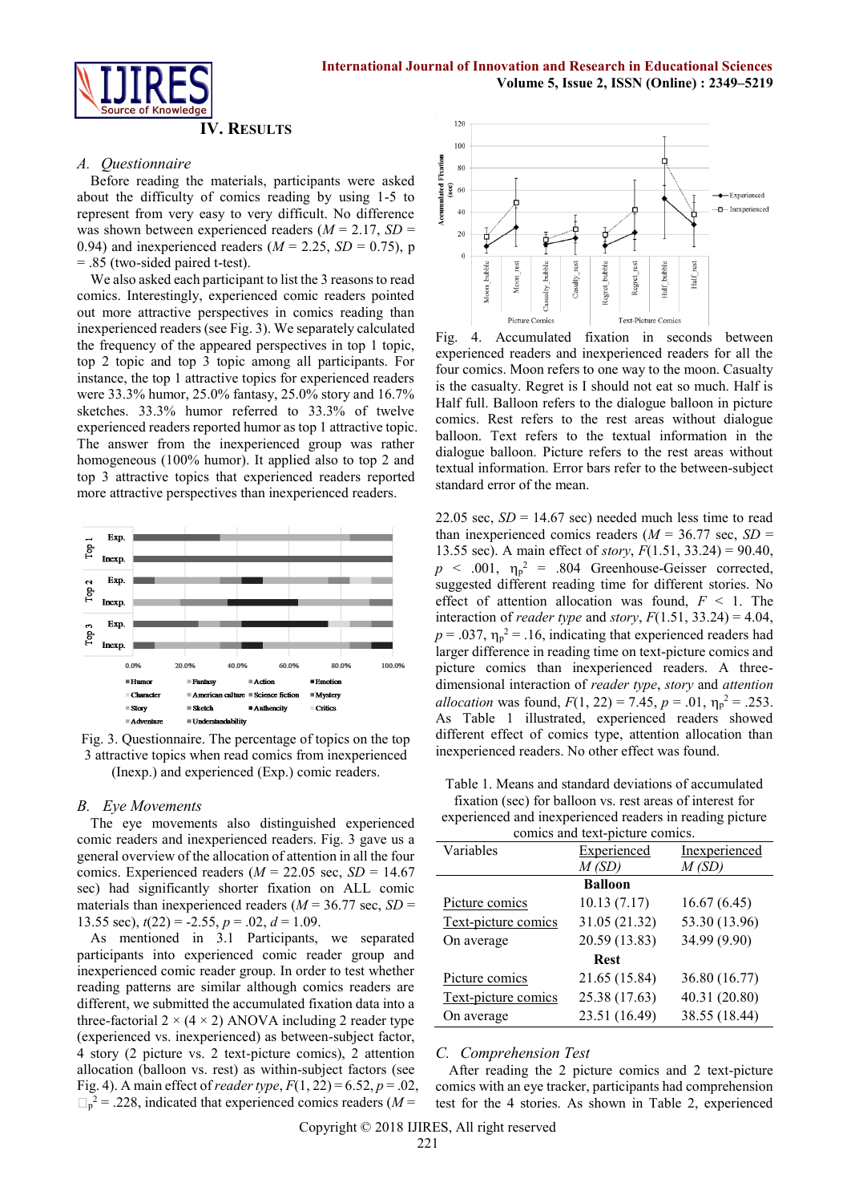## IV. Results

### A. Questionnaire

Before reading the materials, participants were asked about the difficulty of comics reading by using 1-5 to represent from very easy to very difficult. No difference was shown between experienced readers (*M* = 2.17, *SD* = 0.94) and inexperienced readers (*M* = 2.25, *SD* = 0.75), p = .85 (two-sided paired t-test).

We also asked each participant to list the 3 reasons to read comics. Interestingly, experienced comic readers pointed out more attractive perspectives in comics reading than inexperienced readers (see Fig. 3). We separately calculated the frequency of the appeared perspectives in top 1 topic, top 2 topic and top 3 topic among all participants. For instance, the top 1 attractive topics for experienced readers were 33.3% humor, 25.0% fantasy, 25.0% story and 16.7% sketches. 33.3% humor referred to 33.3% of twelve experienced readers reported humor as top 1 attractive topic. The answer from the inexperienced group was rather homogeneous (100% humor). It applied also to top 2 and top 3 attractive topics that experienced readers reported more attractive perspectives than inexperienced readers.

Fig. 3. Questionnaire. The percentage of topics on the top 3 attractive topics when read comics from inexperienced (Inexp.) and experienced (Exp.) comic readers.

### B. Eye Movements

The eye movements also distinguished experienced comic readers and inexperienced readers. Fig. 3 gave us a general overview of the allocation of attention in all the four comics. Experienced readers (*M* = 22.05 sec, *SD* = 14.67 sec) had significantly shorter fixation on ALL comic materials than inexperienced readers (*M* = 36.77 sec, *SD* = 13.55 sec), $t(22) = -2.55$, $p = .02$, $d = 1.09$.

As mentioned in 3.1 Participants, we separated participants into experienced comic reader group and inexperienced comic reader group. In order to test whether reading patterns are similar although comics readers are different, we submitted the accumulated fixation data into a three-factorial 2 × (4 × 2) ANOVA including 2 reader type (experienced vs. inexperienced) as between-subject factor, 4 story (2 picture vs. 2 text-picture comics), 2 attention allocation (balloon vs. rest) as within-subject factors (see Fig. 4). A main effect of *reader type*, $F(1, 22) = 6.52$, $p = .02$, $\eta_p^2 = .228$, indicated that experienced comics readers (*M* = 22.05 sec, *SD* = 14.67 sec) needed much less time to read than inexperienced comics readers (*M* = 36.77 sec, *SD* = 13.55 sec). A main effect of *story*, $F(1.51, 33.24) = 90.40$, $p < .001$, $\eta_p^2 = .804$ Greenhouse-Geisser corrected, suggested different reading time for different stories. No effect of attention allocation was found, $F < 1$. The interaction of *reader type* and *story*, $F(1.51, 33.24) = 4.04$, $p = .037$, $\eta_p^2 = .16$, indicating that experienced readers had larger difference in reading time on text-picture comics and picture comics than inexperienced readers. A three-dimensional interaction of *reader type*, *story* and *attention allocation* was found, $F(1, 22) = 7.45$, $p = .01$, $\eta_p^2 = .253$. As Table 1 illustrated, experienced readers showed different effect of comics type, attention allocation than inexperienced readers. No other effect was found.

Fig. 4. Accumulated fixation in seconds between experienced readers and inexperienced readers for all the four comics. Moon refers to one way to the moon. Casualty is the casualty. Regret is I should not eat so much. Half is Half full. Balloon refers to the dialogue balloon in picture comics. Rest refers to the rest areas without dialogue balloon. Text refers to the textual information in the dialogue balloon. Picture refers to the rest areas without textual information. Error bars refer to the between-subject standard error of the mean.

Table 1. Means and standard deviations of accumulated fixation (sec) for balloon vs. rest areas of interest for experienced and inexperienced readers in reading picture comics and text-picture comics.

| Variables | Experienced *M (SD)* | Inexperienced *M (SD)* |
|---|---|---|
| **Balloon** | | |
| Picture comics | 10.13 (7.17) | 16.67 (6.45) |
| Text-picture comics | 31.05 (21.32) | 53.30 (13.96) |
| On average | 20.59 (13.83) | 34.99 (9.90) |
| **Rest** | | |
| Picture comics | 21.65 (15.84) | 36.80 (16.77) |
| Text-picture comics | 25.38 (17.63) | 40.31 (20.80) |
| On average | 23.51 (16.49) | 38.55 (18.44) |

### C. Comprehension Test

After reading the 2 picture comics and 2 text-picture comics with an eye tracker, participants had comprehension test for the 4 stories. As shown in Table 2, experienced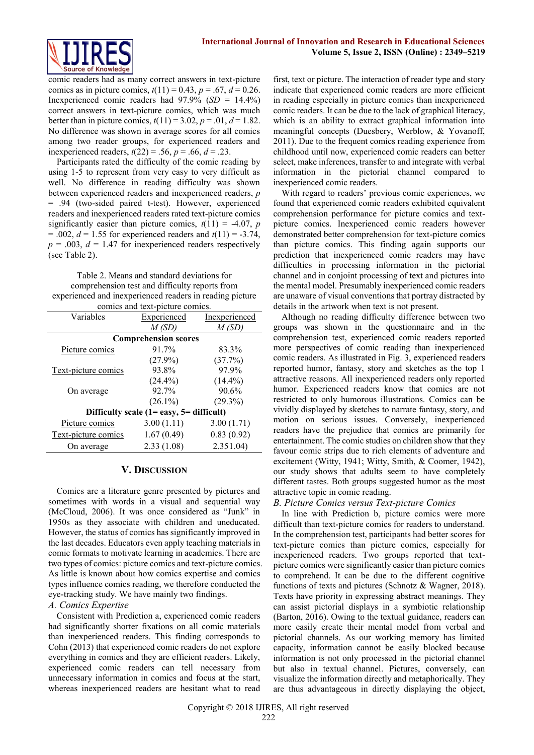comic readers had as many correct answers in text-picture comics as in picture comics, $t(11) = 0.43$, $p = .67$, $d = 0.26$. Inexperienced comic readers had 97.9% ($SD$ = 14.4%) correct answers in text-picture comics, which was much better than in picture comics, $t(11) = 3.02$, $p = .01$, $d = 1.82$. No difference was shown in average scores for all comics among two reader groups, for experienced readers and inexperienced readers, $t(22) = .56$, $p = .66$, $d = .23$.

Participants rated the difficulty of the comic reading by using 1-5 to represent from very easy to very difficult as well. No difference in reading difficulty was shown between experienced readers and inexperienced readers, $p = .94$ (two-sided paired t-test). However, experienced readers and inexperienced readers rated text-picture comics significantly easier than picture comics, $t(11) = -4.07$, $p = .002$, $d = 1.55$ for experienced readers and $t(11) = -3.74$, $p = .003$, $d = 1.47$ for inexperienced readers respectively (see Table 2).

Table 2. Means and standard deviations for comprehension test and difficulty reports from experienced and inexperienced readers in reading picture comics and text-picture comics.

| Variables | Experienced $M$ ($SD$) | Inexperienced $M$ ($SD$) |
|---|---|---|
| **Comprehension scores** | | |
| Picture comics | 91.7% (27.9%) | 83.3% (37.7%) |
| Text-picture comics | 93.8% (24.4%) | 97.9% (14.4%) |
| On average | 92.7% (26.1%) | 90.6% (29.3%) |
| **Difficulty scale (1= easy, 5= difficult)** | | |
| Picture comics | 3.00 (1.11) | 3.00 (1.71) |
| Text-picture comics | 1.67 (0.49) | 0.83 (0.92) |
| On average | 2.33 (1.08) | 2.351.04) |

## V. Discussion

Comics are a literature genre presented by pictures and sometimes with words in a visual and sequential way (McCloud, 2006). It was once considered as "Junk" in 1950s as they associate with children and uneducated. However, the status of comics has significantly improved in the last decades. Educators even apply teaching materials in comic formats to motivate learning in academics. There are two types of comics: picture comics and text-picture comics. As little is known about how comics expertise and comics types influence comics reading, we therefore conducted the eye-tracking study. We have mainly two findings.

### *A. Comics Expertise*

Consistent with Prediction a, experienced comic readers had significantly shorter fixations on all comic materials than inexperienced readers. This finding corresponds to Cohn (2013) that experienced comic readers do not explore everything in comics and they are efficient readers. Likely, experienced comic readers can tell necessary from unnecessary information in comics and focus at the start, whereas inexperienced readers are hesitant what to read first, text or picture. The interaction of reader type and story indicate that experienced comic readers are more efficient in reading especially in picture comics than inexperienced comic readers. It can be due to the lack of graphical literacy, which is an ability to extract graphical information into meaningful concepts (Duesbery, Werblow, & Yovanoff, 2011). Due to the frequent comics reading experience from childhood until now, experienced comic readers can better select, make inferences, transfer to and integrate with verbal information in the pictorial channel compared to inexperienced comic readers.

With regard to readers' previous comic experiences, we found that experienced comic readers exhibited equivalent comprehension performance for picture comics and text-picture comics. Inexperienced comic readers however demonstrated better comprehension for text-picture comics than picture comics. This finding again supports our prediction that inexperienced comic readers may have difficulties in processing information in the pictorial channel and in conjoint processing of text and pictures into the mental model. Presumably inexperienced comic readers are unaware of visual conventions that portray distracted by details in the artwork when text is not present.

Although no reading difficulty difference between two groups was shown in the questionnaire and in the comprehension test, experienced comic readers reported more perspectives of comic reading than inexperienced comic readers. As illustrated in Fig. 3, experienced readers reported humor, fantasy, story and sketches as the top 1 attractive reasons. All inexperienced readers only reported humor. Experienced readers know that comics are not restricted to only humorous illustrations. Comics can be vividly displayed by sketches to narrate fantasy, story, and motion on serious issues. Conversely, inexperienced readers have the prejudice that comics are primarily for entertainment. The comic studies on children show that they favour comic strips due to rich elements of adventure and excitement (Witty, 1941; Witty, Smith, & Coomer, 1942), our study shows that adults seem to have completely different tastes. Both groups suggested humor as the most attractive topic in comic reading.

### *B. Picture Comics versus Text-picture Comics*

In line with Prediction b, picture comics were more difficult than text-picture comics for readers to understand. In the comprehension test, participants had better scores for text-picture comics than picture comics, especially for inexperienced readers. Two groups reported that text-picture comics were significantly easier than picture comics to comprehend. It can be due to the different cognitive functions of texts and pictures (Schnotz & Wagner, 2018). Texts have priority in expressing abstract meanings. They can assist pictorial displays in a symbiotic relationship (Barton, 2016). Owing to the textual guidance, readers can more easily create their mental model from verbal and pictorial channels. As our working memory has limited capacity, information cannot be easily blocked because information is not only processed in the pictorial channel but also in textual channel. Pictures, conversely, can visualize the information directly and metaphorically. They are thus advantageous in directly displaying the object,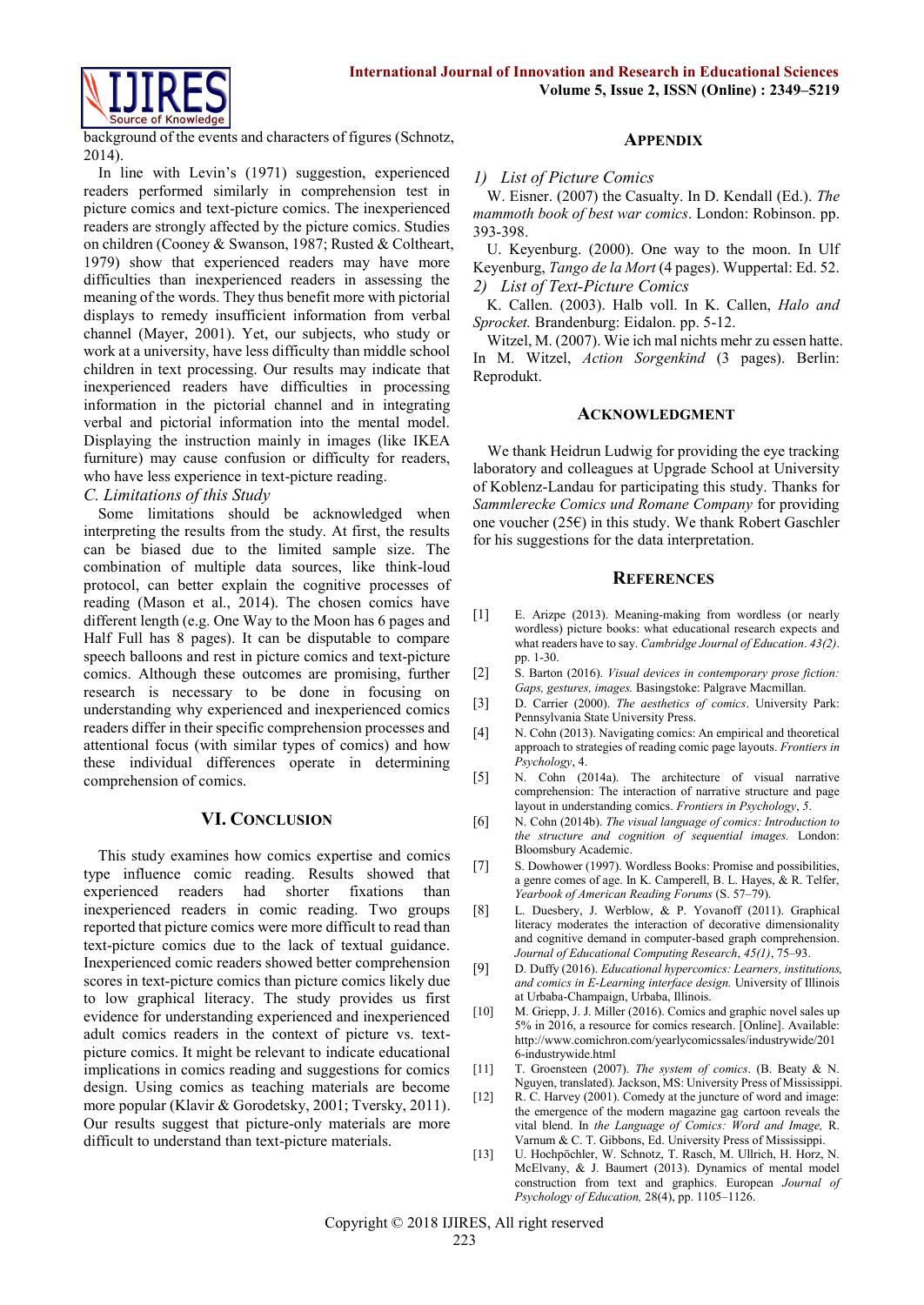background of the events and characters of figures (Schnotz, 2014).

In line with Levin's (1971) suggestion, experienced readers performed similarly in comprehension test in picture comics and text-picture comics. The inexperienced readers are strongly affected by the picture comics. Studies on children (Cooney & Swanson, 1987; Rusted & Coltheart, 1979) show that experienced readers may have more difficulties than inexperienced readers in assessing the meaning of the words. They thus benefit more with pictorial displays to remedy insufficient information from verbal channel (Mayer, 2001). Yet, our subjects, who study or work at a university, have less difficulty than middle school children in text processing. Our results may indicate that inexperienced readers have difficulties in processing information in the pictorial channel and in integrating verbal and pictorial information into the mental model. Displaying the instruction mainly in images (like IKEA furniture) may cause confusion or difficulty for readers, who have less experience in text-picture reading.

### *C. Limitations of this Study*

Some limitations should be acknowledged when interpreting the results from the study. At first, the results can be biased due to the limited sample size. The combination of multiple data sources, like think-loud protocol, can better explain the cognitive processes of reading (Mason et al., 2014). The chosen comics have different length (e.g. One Way to the Moon has 6 pages and Half Full has 8 pages). It can be disputable to compare speech balloons and rest in picture comics and text-picture comics. Although these outcomes are promising, further research is necessary to be done in focusing on understanding why experienced and inexperienced comics readers differ in their specific comprehension processes and attentional focus (with similar types of comics) and how these individual differences operate in determining comprehension of comics.

## VI. Conclusion

This study examines how comics expertise and comics type influence comic reading. Results showed that experienced readers had shorter fixations than inexperienced readers in comic reading. Two groups reported that picture comics were more difficult to read than text-picture comics due to the lack of textual guidance. Inexperienced comic readers showed better comprehension scores in text-picture comics than picture comics likely due to low graphical literacy. The study provides us first evidence for understanding experienced and inexperienced adult comics readers in the context of picture vs. text-picture comics. It might be relevant to indicate educational implications in comics reading and suggestions for comics design. Using comics as teaching materials are become more popular (Klavir & Gorodetsky, 2001; Tversky, 2011). Our results suggest that picture-only materials are more difficult to understand than text-picture materials.

## Appendix

### *1) List of Picture Comics*

W. Eisner. (2007) the Casualty. In D. Kendall (Ed.). *The mammoth book of best war comics*. London: Robinson. pp. 393-398.

U. Keyenburg. (2000). One way to the moon. In Ulf Keyenburg, *Tango de la Mort* (4 pages). Wuppertal: Ed. 52.

### *2) List of Text-Picture Comics*

K. Callen. (2003). Halb voll. In K. Callen, *Halo and Sprocket.* Brandenburg: Eidalon. pp. 5-12.

Witzel, M. (2007). Wie ich mal nichts mehr zu essen hatte. In M. Witzel, *Action Sorgenkind* (3 pages). Berlin: Reprodukt.

## Acknowledgment

We thank Heidrun Ludwig for providing the eye tracking laboratory and colleagues at Upgrade School at University of Koblenz-Landau for participating this study. Thanks for *Sammlerecke Comics und Romane Company* for providing one voucher (25€) in this study. We thank Robert Gaschler for his suggestions for the data interpretation.

## References

[1] E. Arizpe (2013). Meaning-making from wordless (or nearly wordless) picture books: what educational research expects and what readers have to say. *Cambridge Journal of Education*. *43(2)*. pp. 1-30.

[2] S. Barton (2016). *Visual devices in contemporary prose fiction: Gaps, gestures, images.* Basingstoke: Palgrave Macmillan.

[3] D. Carrier (2000). *The aesthetics of comics*. University Park: Pennsylvania State University Press.

[4] N. Cohn (2013). Navigating comics: An empirical and theoretical approach to strategies of reading comic page layouts. *Frontiers in Psychology*, 4.

[5] N. Cohn (2014a). The architecture of visual narrative comprehension: The interaction of narrative structure and page layout in understanding comics. *Frontiers in Psychology*, *5*.

[6] N. Cohn (2014b). *The visual language of comics: Introduction to the structure and cognition of sequential images.* London: Bloomsbury Academic.

[7] S. Dowhower (1997). Wordless Books: Promise and possibilities, a genre comes of age. In K. Camperell, B. L. Hayes, & R. Telfer, *Yearbook of American Reading Forums* (S. 57–79).

[8] L. Duesbery, J. Werblow, & P. Yovanoff (2011). Graphical literacy moderates the interaction of decorative dimensionality and cognitive demand in computer-based graph comprehension. *Journal of Educational Computing Research*, *45(1)*, 75–93.

[9] D. Duffy (2016). *Educational hypercomics: Learners, institutions, and comics in E-Learning interface design.* University of Illinois at Urbaba-Champaign, Urbaba, Illinois.

[10] M. Griepp, J. J. Miller (2016). Comics and graphic novel sales up 5% in 2016, a resource for comics research. [Online]. Available: http://www.comichron.com/yearlycomicssales/industrywide/2016-industrywide.html

[11] T. Groensteen (2007). *The system of comics*. (B. Beaty & N. Nguyen, translated). Jackson, MS: University Press of Mississippi.

[12] R. C. Harvey (2001). Comedy at the juncture of word and image: the emergence of the modern magazine gag cartoon reveals the vital blend. In *the Language of Comics: Word and Image,* R. Varnum & C. T. Gibbons, Ed. University Press of Mississippi.

[13] U. Hochpöchler, W. Schnotz, T. Rasch, M. Ullrich, H. Horz, N. McElvany, & J. Baumert (2013). Dynamics of mental model construction from text and graphics. European *Journal of Psychology of Education,* 28(4), pp. 1105–1126.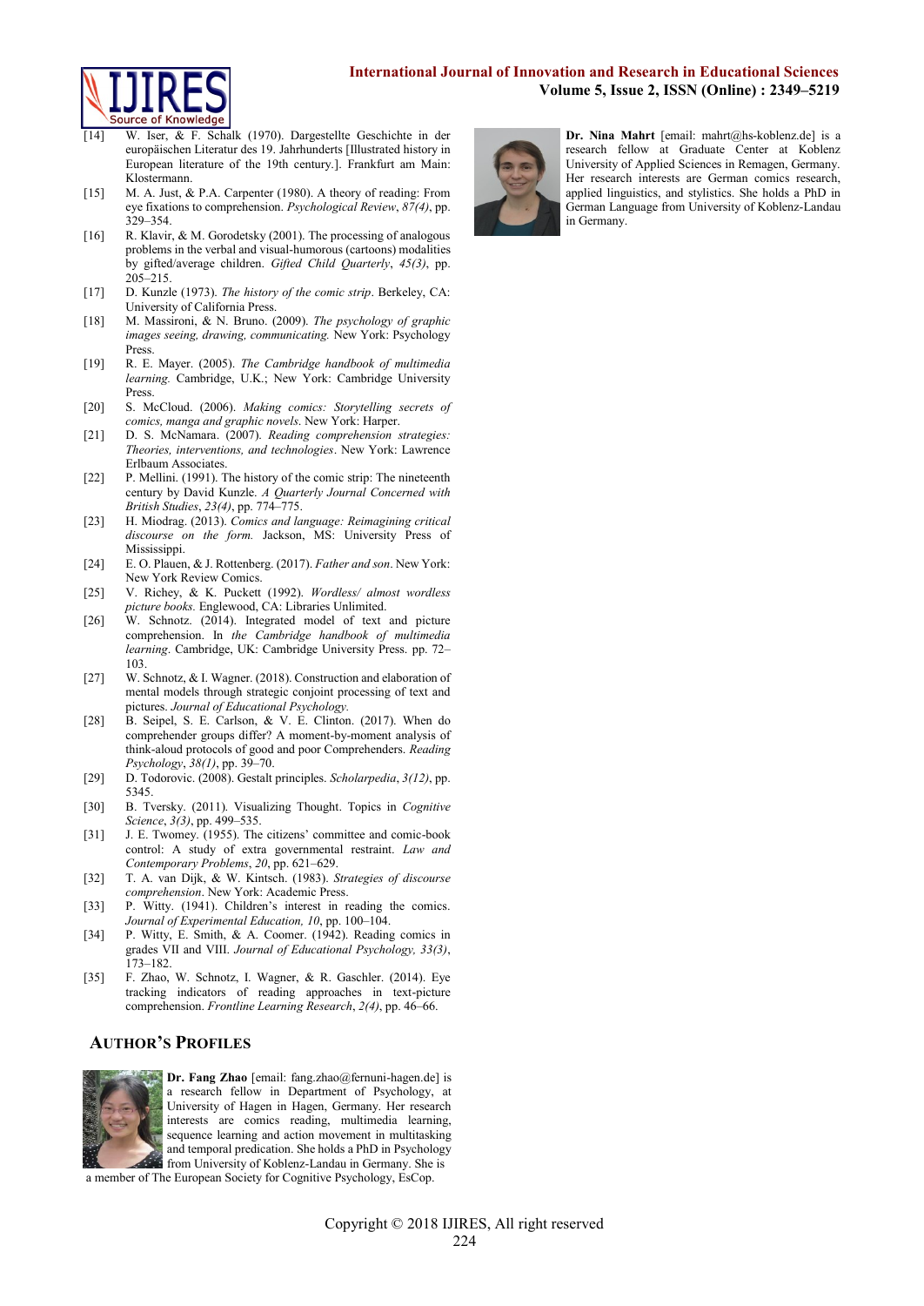[14] W. Iser, & F. Schalk (1970). Dargestellte Geschichte in der europäischen Literatur des 19. Jahrhunderts [Illustrated history in European literature of the 19th century.]. Frankfurt am Main: Klostermann.

[15] M. A. Just, & P.A. Carpenter (1980). A theory of reading: From eye fixations to comprehension. *Psychological Review*, *87(4)*, pp. 329–354.

[16] R. Klavir, & M. Gorodetsky (2001). The processing of analogous problems in the verbal and visual-humorous (cartoons) modalities by gifted/average children. *Gifted Child Quarterly*, *45(3)*, pp. 205–215.

[17] D. Kunzle (1973). *The history of the comic strip*. Berkeley, CA: University of California Press.

[18] M. Massironi, & N. Bruno. (2009). *The psychology of graphic images seeing, drawing, communicating.* New York: Psychology Press.

[19] R. E. Mayer. (2005). *The Cambridge handbook of multimedia learning.* Cambridge, U.K.; New York: Cambridge University Press.

[20] S. McCloud. (2006). *Making comics: Storytelling secrets of comics, manga and graphic novels*. New York: Harper.

[21] D. S. McNamara. (2007). *Reading comprehension strategies: Theories, interventions, and technologies*. New York: Lawrence Erlbaum Associates.

[22] P. Mellini. (1991). The history of the comic strip: The nineteenth century by David Kunzle. *A Quarterly Journal Concerned with British Studies*, *23(4)*, pp. 774–775.

[23] H. Miodrag. (2013). *Comics and language: Reimagining critical discourse on the form.* Jackson, MS: University Press of Mississippi.

[24] E. O. Plauen, & J. Rottenberg. (2017). *Father and son*. New York: New York Review Comics.

[25] V. Richey, & K. Puckett (1992). *Wordless/ almost wordless picture books.* Englewood, CA: Libraries Unlimited.

[26] W. Schnotz. (2014). Integrated model of text and picture comprehension. In *the Cambridge handbook of multimedia learning*. Cambridge, UK: Cambridge University Press. pp. 72–103.

[27] W. Schnotz, & I. Wagner. (2018). Construction and elaboration of mental models through strategic conjoint processing of text and pictures. *Journal of Educational Psychology.*

[28] B. Seipel, S. E. Carlson, & V. E. Clinton. (2017). When do comprehender groups differ? A moment-by-moment analysis of think-aloud protocols of good and poor Comprehenders. *Reading Psychology*, *38(1)*, pp. 39–70.

[29] D. Todorovic. (2008). Gestalt principles. *Scholarpedia*, *3(12)*, pp. 5345.

[30] B. Tversky. (2011). Visualizing Thought. Topics in *Cognitive Science*, *3(3)*, pp. 499–535.

[31] J. E. Twomey. (1955). The citizens' committee and comic-book control: A study of extra governmental restraint. *Law and Contemporary Problems*, *20*, pp. 621–629.

[32] T. A. van Dijk, & W. Kintsch. (1983). *Strategies of discourse comprehension*. New York: Academic Press.

[33] P. Witty. (1941). Children's interest in reading the comics. *Journal of Experimental Education, 10*, pp. 100–104.

[34] P. Witty, E. Smith, & A. Coomer. (1942). Reading comics in grades VII and VIII. *Journal of Educational Psychology, 33(3)*, 173–182.

[35] F. Zhao, W. Schnotz, I. Wagner, & R. Gaschler. (2014). Eye tracking indicators of reading approaches in text-picture comprehension. *Frontline Learning Research*, *2(4)*, pp. 46–66.

## Author's Profiles

**Dr. Fang Zhao** [email: fang.zhao@fernuni-hagen.de] is a research fellow in Department of Psychology, at University of Hagen in Hagen, Germany. Her research interests are comics reading, multimedia learning, sequence learning and action movement in multitasking and temporal predication. She holds a PhD in Psychology from University of Koblenz-Landau in Germany. She is a member of The European Society for Cognitive Psychology, EsCop.

**Dr. Nina Mahrt** [email: mahrt@hs-koblenz.de] is a research fellow at Graduate Center at Koblenz University of Applied Sciences in Remagen, Germany. Her research interests are German comics research, applied linguistics, and stylistics. She holds a PhD in German Language from University of Koblenz-Landau in Germany.